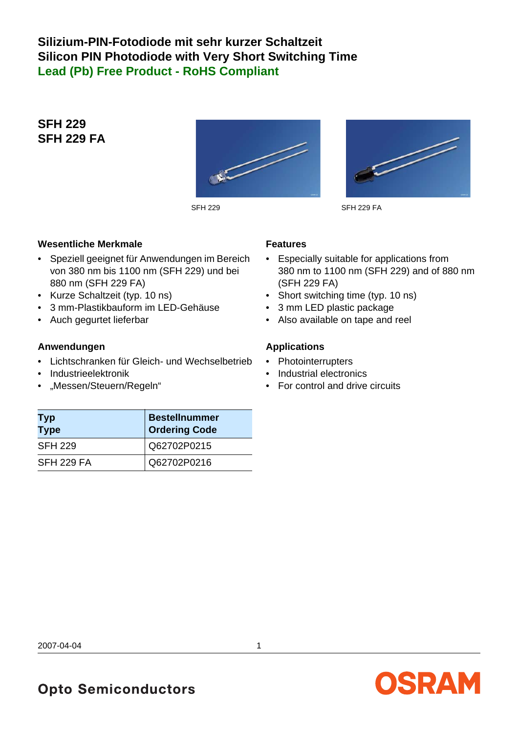# Silizium-PIN-Fotodiode mit sehr kurzer Schaltzeit
# Silicon PIN Photodiode with Very Short Switching Time
# Lead (Pb) Free Product - RoHS Compliant

## SFH 229
## SFH 229 FA

SFH 229

SFH 229 FA

### Wesentliche Merkmale

- Speziell geeignet für Anwendungen im Bereich von 380 nm bis 1100 nm (SFH 229) und bei 880 nm (SFH 229 FA)
- Kurze Schaltzeit (typ. 10 ns)
- 3 mm-Plastikbauform im LED-Gehäuse
- Auch gegurtet lieferbar

### Anwendungen

- Lichtschranken für Gleich- und Wechselbetrieb
- Industrieelektronik
- „Messen/Steuern/Regeln"

### Features

- Especially suitable for applications from 380 nm to 1100 nm (SFH 229) and of 880 nm (SFH 229 FA)
- Short switching time (typ. 10 ns)
- 3 mm LED plastic package
- Also available on tape and reel

### Applications

- Photointerrupters
- Industrial electronics
- For control and drive circuits

| Typ<br>Type | Bestellnummer<br>Ordering Code |
|---|---|
| SFH 229 | Q62702P0215 |
| SFH 229 FA | Q62702P0216 |

2007-04-04

Opto Semiconductors

OSRAM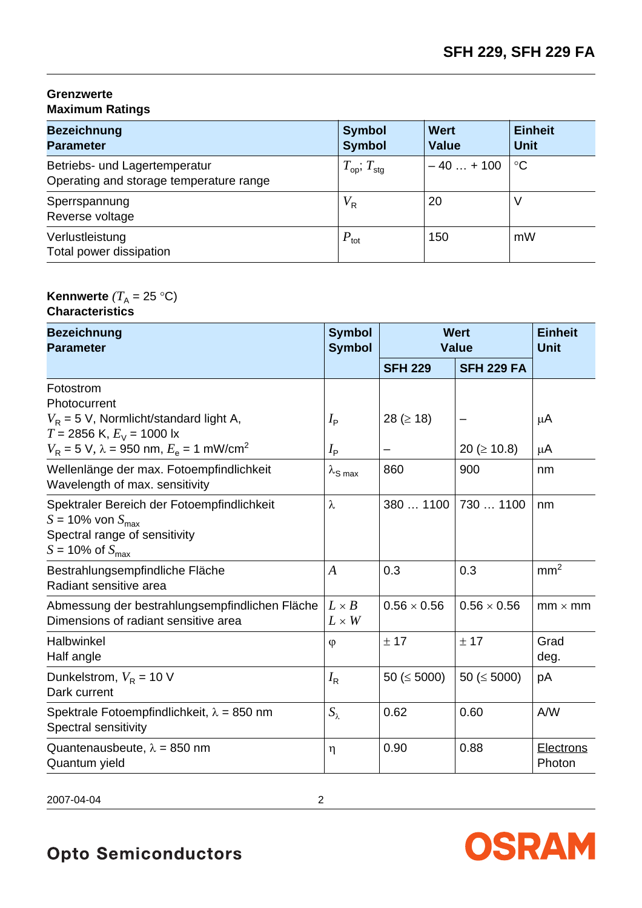**Grenzwerte**
**Maximum Ratings**

| **Bezeichnung** **Parameter** | **Symbol** **Symbol** | **Wert** **Value** | **Einheit** **Unit** |
|---|---|---|---|
| Betriebs- und Lagertemperatur Operating and storage temperature range | $T_{op}$; $T_{stg}$ | – 40 … + 100 | °C |
| Sperrspannung Reverse voltage | $V_R$ | 20 | V |
| Verlustleistung Total power dissipation | $P_{tot}$ | 150 | mW |

**Kennwerte** ($T_A$ = 25 °C)
**Characteristics**

| **Bezeichnung** **Parameter** | **Symbol** **Symbol** | **Wert** **Value** | | **Einheit** **Unit** |
|---|---|---|---|---|
| | | **SFH 229** | **SFH 229 FA** | |
| Fotostrom Photocurrent $V_R$ = 5 V, Normlicht/standard light A, $T$ = 2856 K, $E_V$ = 1000 lx | $I_P$ | 28 (≥ 18) | – | µA |
| $V_R$ = 5 V, $\lambda$ = 950 nm, $E_e$ = 1 mW/cm² | $I_P$ | – | 20 (≥ 10.8) | µA |
| Wellenlänge der max. Fotoempfindlichkeit Wavelength of max. sensitivity | $\lambda_{S\ max}$ | 860 | 900 | nm |
| Spektraler Bereich der Fotoempfindlichkeit $S$ = 10% von $S_{max}$ Spectral range of sensitivity $S$ = 10% of $S_{max}$ | $\lambda$ | 380 … 1100 | 730 … 1100 | nm |
| Bestrahlungsempfindliche Fläche Radiant sensitive area | $A$ | 0.3 | 0.3 | mm² |
| Abmessung der bestrahlungsempfindlichen Fläche Dimensions of radiant sensitive area | $L \times B$ $L \times W$ | 0.56 × 0.56 | 0.56 × 0.56 | mm × mm |
| Halbwinkel Half angle | $\varphi$ | ± 17 | ± 17 | Grad deg. |
| Dunkelstrom, $V_R$ = 10 V Dark current | $I_R$ | 50 (≤ 5000) | 50 (≤ 5000) | pA |
| Spektrale Fotoempfindlichkeit, $\lambda$ = 850 nm Spectral sensitivity | $S_\lambda$ | 0.62 | 0.60 | A/W |
| Quantenausbeute, $\lambda$ = 850 nm Quantum yield | $\eta$ | 0.90 | 0.88 | Electrons / Photon |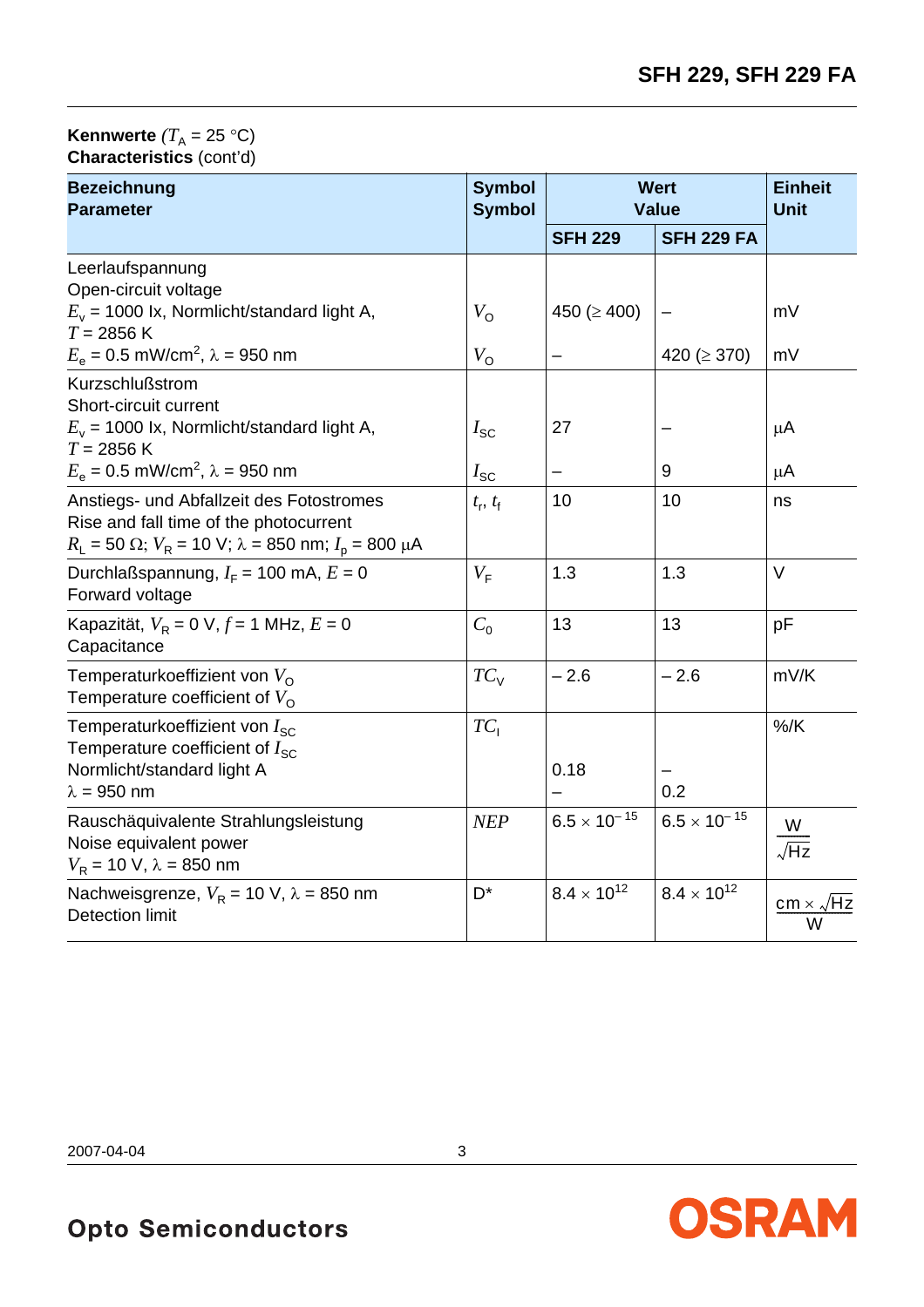**Kennwerte** ($T_A$ = 25 °C)
**Characteristics** (cont'd)

| **Bezeichnung**<br>**Parameter** | **Symbol**<br>**Symbol** | **Wert**<br>**Value** | | **Einheit**<br>**Unit** |
|---|---|---|---|---|
| | | **SFH 229** | **SFH 229 FA** | |
| Leerlaufspannung<br>Open-circuit voltage<br>$E_v$ = 1000 lx, Normlicht/standard light A, $T$ = 2856 K<br>$E_e$ = 0.5 mW/cm², $\lambda$ = 950 nm | <br><br>$V_O$<br><br>$V_O$ | <br><br>450 (≥ 400)<br><br>– | <br><br>–<br><br>420 (≥ 370) | <br><br>mV<br><br>mV |
| Kurzschlußstrom<br>Short-circuit current<br>$E_v$ = 1000 lx, Normlicht/standard light A, $T$ = 2856 K<br>$E_e$ = 0.5 mW/cm², $\lambda$ = 950 nm | <br><br>$I_{SC}$<br><br>$I_{SC}$ | <br><br>27<br><br>– | <br><br>–<br><br>9 | <br><br>µA<br><br>µA |
| Anstiegs- und Abfallzeit des Fotostromes<br>Rise and fall time of the photocurrent<br>$R_L$ = 50 Ω; $V_R$ = 10 V; $\lambda$ = 850 nm; $I_p$ = 800 µA | $t_r$, $t_f$ | 10 | 10 | ns |
| Durchlaßspannung, $I_F$ = 100 mA, $E$ = 0<br>Forward voltage | $V_F$ | 1.3 | 1.3 | V |
| Kapazität, $V_R$ = 0 V, $f$ = 1 MHz, $E$ = 0<br>Capacitance | $C_0$ | 13 | 13 | pF |
| Temperaturkoeffizient von $V_O$<br>Temperature coefficient of $V_O$ | $TC_V$ | – 2.6 | – 2.6 | mV/K |
| Temperaturkoeffizient von $I_{SC}$<br>Temperature coefficient of $I_{SC}$<br>Normlicht/standard light A<br>$\lambda$ = 950 nm | $TC_I$ | <br><br>0.18<br>– | <br><br>–<br>0.2 | %/K |
| Rauschäquivalente Strahlungsleistung<br>Noise equivalent power<br>$V_R$ = 10 V, $\lambda$ = 850 nm | $NEP$ | $6.5 \times 10^{-15}$ | $6.5 \times 10^{-15}$ | $\frac{W}{\sqrt{Hz}}$ |
| Nachweisgrenze, $V_R$ = 10 V, $\lambda$ = 850 nm<br>Detection limit | D* | $8.4 \times 10^{12}$ | $8.4 \times 10^{12}$ | $\frac{cm \times \sqrt{Hz}}{W}$ |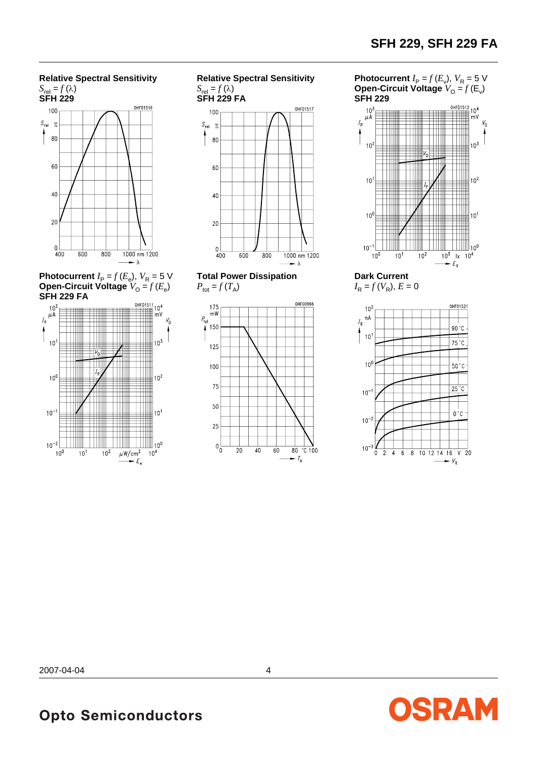**Relative Spectral Sensitivity**
$S_{rel} = f(\lambda)$
**SFH 229**

**Relative Spectral Sensitivity**
$S_{rel} = f(\lambda)$
**SFH 229 FA**

**Photocurrent** $I_P = f(E_v)$, $V_R = 5$ V
**Open-Circuit Voltage** $V_O = f(E_v)$
**SFH 229**

**Photocurrent** $I_P = f(E_e)$, $V_R = 5$ V
**Open-Circuit Voltage** $V_O = f(E_e)$
**SFH 229 FA**

**Total Power Dissipation**
$P_{tot} = f(T_A)$

**Dark Current**
$I_R = f(V_R)$, $E = 0$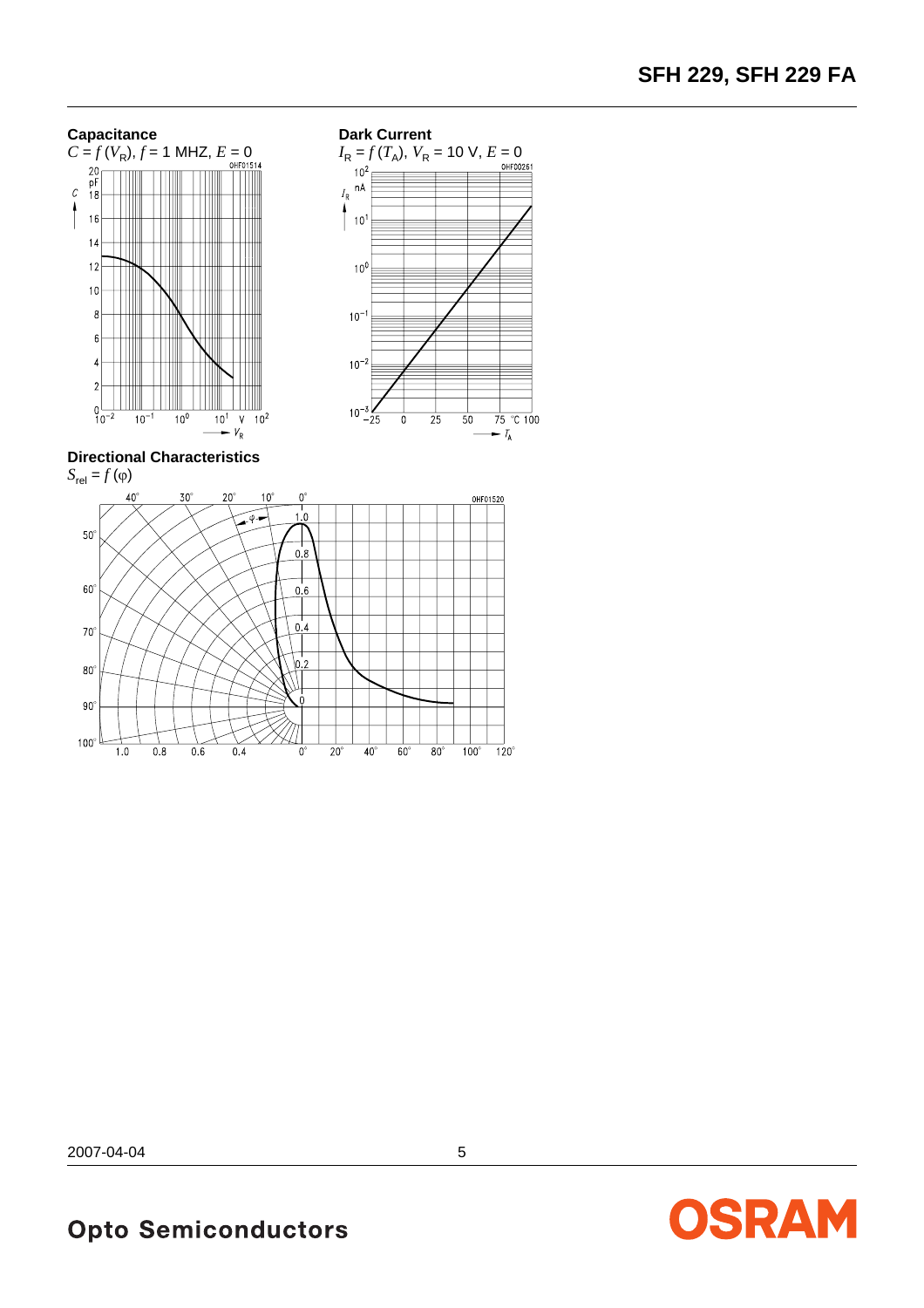**Capacitance**

$C = f(V_R)$, $f$ = 1 MHZ, $E$ = 0

OHF01514

**Dark Current**

$I_R = f(T_A)$, $V_R$ = 10 V, $E$ = 0

OHF00261

**Directional Characteristics**

$S_{rel} = f(\varphi)$

OHF01520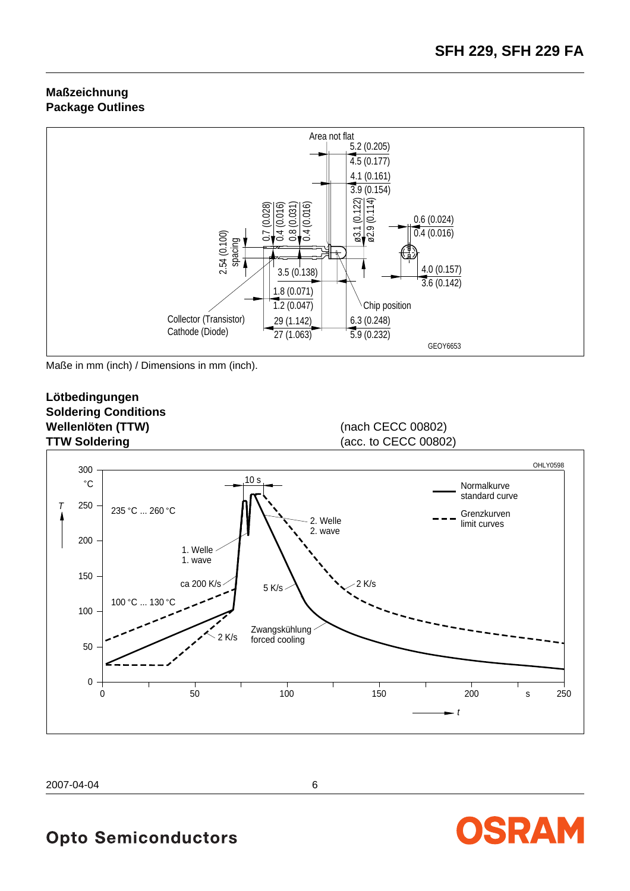## Maßzeichnung
## Package Outlines

Maße in mm (inch) / Dimensions in mm (inch).

## Lötbedingungen
## Soldering Conditions
## Wellenlöten (TTW) (nach CECC 00802)
## TTW Soldering (acc. to CECC 00802)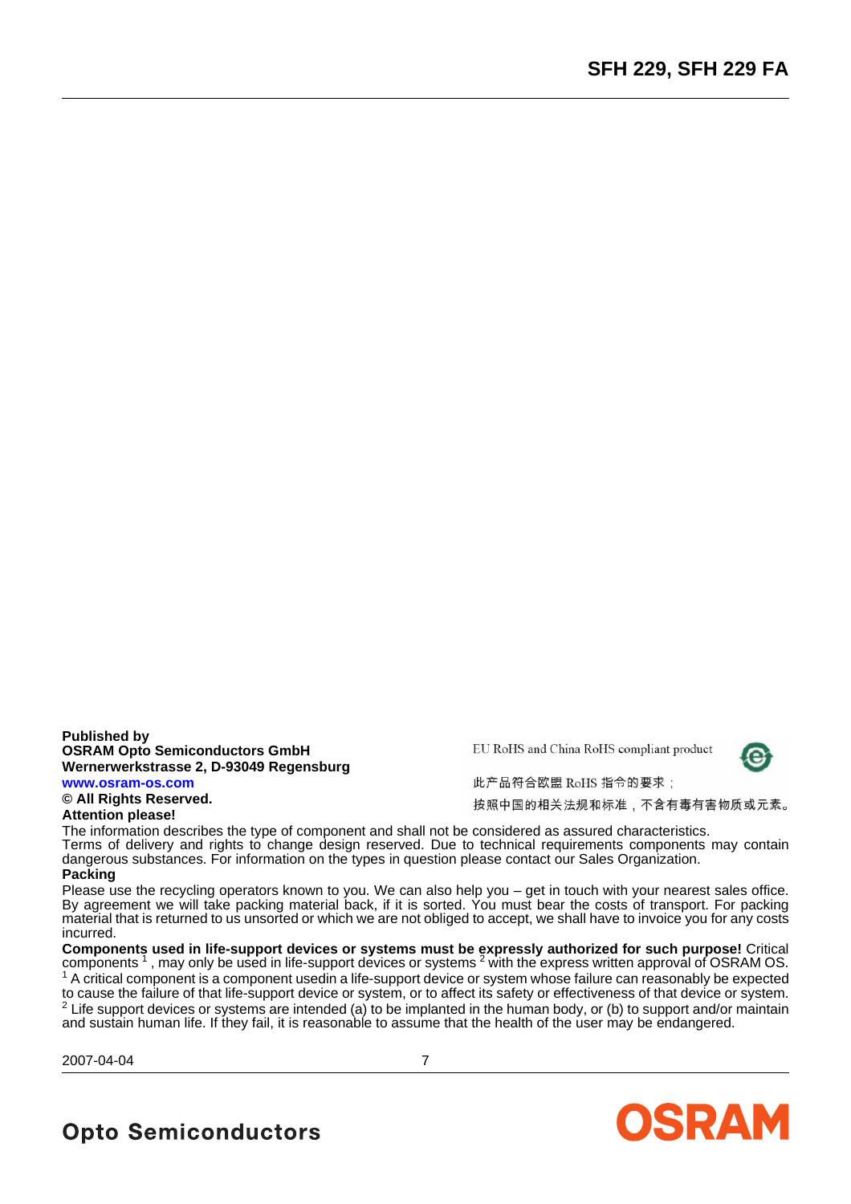**Published by**
**OSRAM Opto Semiconductors GmbH**
**Wernerwerkstrasse 2, D-93049 Regensburg**
**www.osram-os.com**
**© All Rights Reserved.**

EU RoHS and China RoHS compliant product

此产品符合欧盟 RoHS 指令的要求；

按照中国的相关法规和标准，不含有毒有害物质或元素。

**Attention please!**

The information describes the type of component and shall not be considered as assured characteristics.
Terms of delivery and rights to change design reserved. Due to technical requirements components may contain dangerous substances. For information on the types in question please contact our Sales Organization.

**Packing**

Please use the recycling operators known to you. We can also help you – get in touch with your nearest sales office. By agreement we will take packing material back, if it is sorted. You must bear the costs of transport. For packing material that is returned to us unsorted or which we are not obliged to accept, we shall have to invoice you for any costs incurred.

**Components used in life-support devices or systems must be expressly authorized for such purpose!** Critical components [1], may only be used in life-support devices or systems [2] with the express written approval of OSRAM OS.

[1] A critical component is a component usedin a life-support device or system whose failure can reasonably be expected to cause the failure of that life-support device or system, or to affect its safety or effectiveness of that device or system.

[2] Life support devices or systems are intended (a) to be implanted in the human body, or (b) to support and/or maintain and sustain human life. If they fail, it is reasonable to assume that the health of the user may be endangered.

2007-04-04